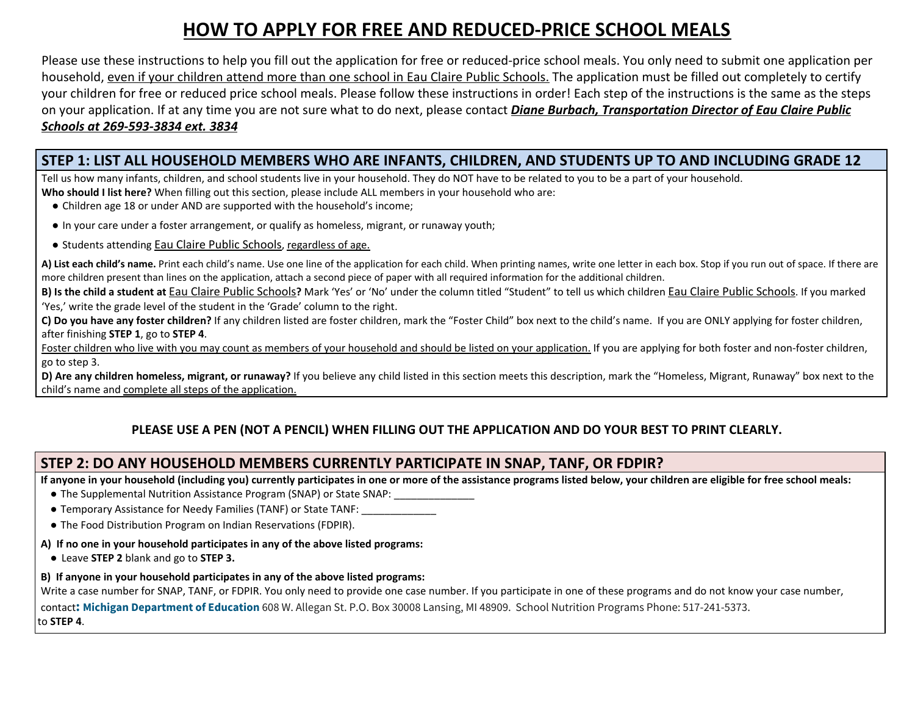# HOW TO APPLY FOR FREE AND REDUCED-PRICE SCHOOL MEALS

Please use these instructions to help you fill out the application for free or reduced-price school meals. You only need to submit one application per household, even if your children attend more than one school in Eau Claire Public Schools. The application must be filled out completely to certify your children for free or reduced price school meals. Please follow these instructions in order! Each step of the instructions is the same as the steps on your application. If at any time you are not sure what to do next, please contact ***Diane Burbach, Transportation Director of Eau Claire Public Schools at 269-593-3834 ext. 3834***

## STEP 1: LIST ALL HOUSEHOLD MEMBERS WHO ARE INFANTS, CHILDREN, AND STUDENTS UP TO AND INCLUDING GRADE 12

Tell us how many infants, children, and school students live in your household. They do NOT have to be related to you to be a part of your household.

**Who should I list here?** When filling out this section, please include ALL members in your household who are:

- Children age 18 or under AND are supported with the household's income;
- In your care under a foster arrangement, or qualify as homeless, migrant, or runaway youth;
- Students attending Eau Claire Public Schools, regardless of age.

**A) List each child's name.** Print each child's name. Use one line of the application for each child. When printing names, write one letter in each box. Stop if you run out of space. If there are more children present than lines on the application, attach a second piece of paper with all required information for the additional children.

**B) Is the child a student at** Eau Claire Public Schools**?** Mark 'Yes' or 'No' under the column titled "Student" to tell us which children Eau Claire Public Schools. If you marked 'Yes,' write the grade level of the student in the 'Grade' column to the right.

**C) Do you have any foster children?** If any children listed are foster children, mark the "Foster Child" box next to the child's name. If you are ONLY applying for foster children, after finishing **STEP 1**, go to **STEP 4**.

Foster children who live with you may count as members of your household and should be listed on your application. If you are applying for both foster and non-foster children, go to step 3.

**D) Are any children homeless, migrant, or runaway?** If you believe any child listed in this section meets this description, mark the "Homeless, Migrant, Runaway" box next to the child's name and complete all steps of the application.

**PLEASE USE A PEN (NOT A PENCIL) WHEN FILLING OUT THE APPLICATION AND DO YOUR BEST TO PRINT CLEARLY.**

## STEP 2: DO ANY HOUSEHOLD MEMBERS CURRENTLY PARTICIPATE IN SNAP, TANF, OR FDPIR?

**If anyone in your household (including you) currently participates in one or more of the assistance programs listed below, your children are eligible for free school meals:**

- The Supplemental Nutrition Assistance Program (SNAP) or State SNAP: ______________
- Temporary Assistance for Needy Families (TANF) or State TANF: _____________
- The Food Distribution Program on Indian Reservations (FDPIR).

**A) If no one in your household participates in any of the above listed programs:**

- Leave **STEP 2** blank and go to **STEP 3.**

**B) If anyone in your household participates in any of the above listed programs:**

Write a case number for SNAP, TANF, or FDPIR. You only need to provide one case number. If you participate in one of these programs and do not know your case number, contact**: Michigan Department of Education** 608 W. Allegan St. P.O. Box 30008 Lansing, MI 48909. School Nutrition Programs Phone: 517-241-5373.
to **STEP 4**.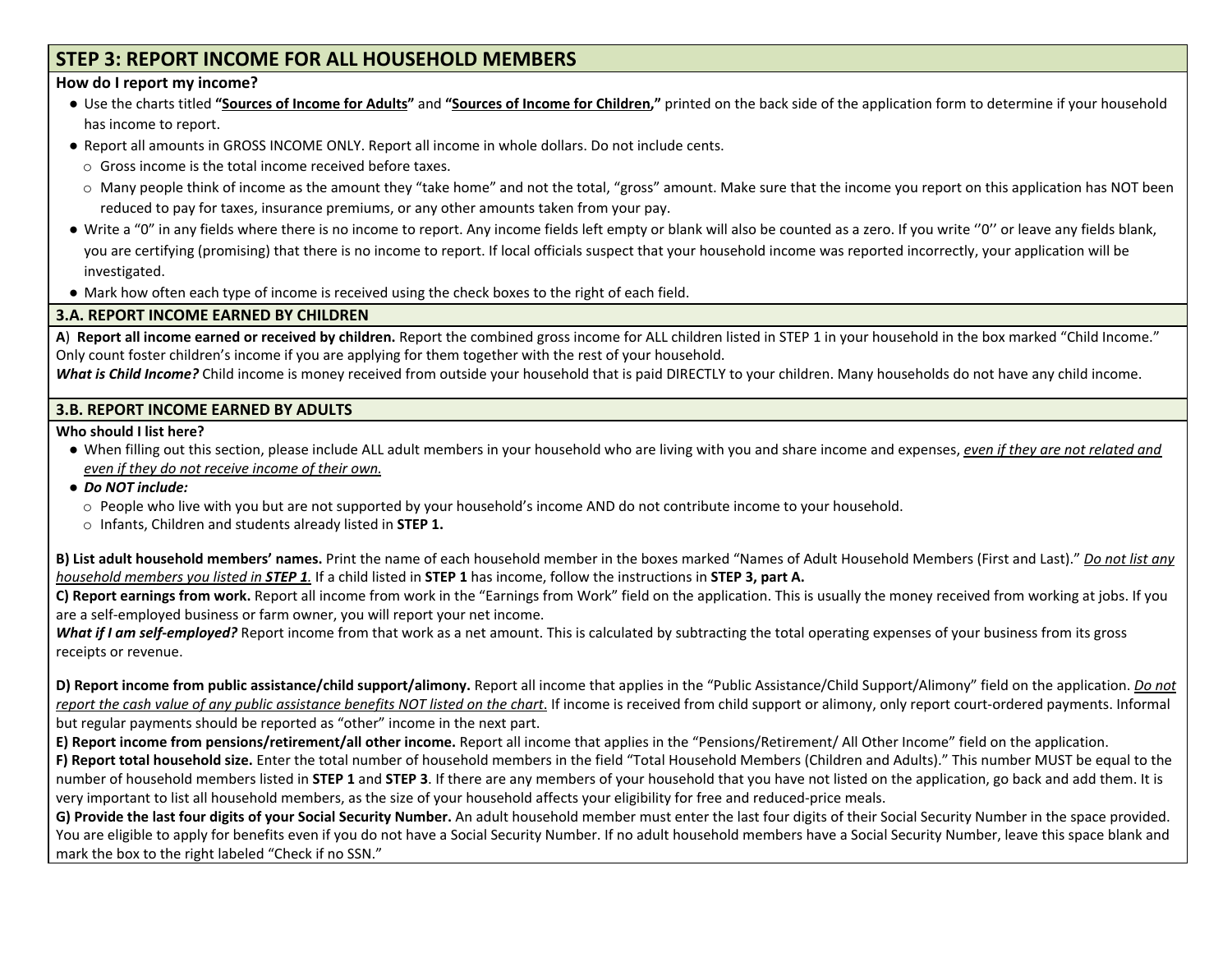## STEP 3: REPORT INCOME FOR ALL HOUSEHOLD MEMBERS

**How do I report my income?**

- Use the charts titled **"<u>Sources of Income for Adults</u>"** and **"<u>Sources of Income for Children</u>,"** printed on the back side of the application form to determine if your household has income to report.
- Report all amounts in GROSS INCOME ONLY. Report all income in whole dollars. Do not include cents.
  - Gross income is the total income received before taxes.
  - Many people think of income as the amount they "take home" and not the total, "gross" amount. Make sure that the income you report on this application has NOT been reduced to pay for taxes, insurance premiums, or any other amounts taken from your pay.
- Write a "0" in any fields where there is no income to report. Any income fields left empty or blank will also be counted as a zero. If you write ''0'' or leave any fields blank, you are certifying (promising) that there is no income to report. If local officials suspect that your household income was reported incorrectly, your application will be investigated.
- Mark how often each type of income is received using the check boxes to the right of each field.

### 3.A. REPORT INCOME EARNED BY CHILDREN

**A**) **Report all income earned or received by children.** Report the combined gross income for ALL children listed in STEP 1 in your household in the box marked "Child Income." Only count foster children's income if you are applying for them together with the rest of your household.

***What is Child Income?*** Child income is money received from outside your household that is paid DIRECTLY to your children. Many households do not have any child income.

### 3.B. REPORT INCOME EARNED BY ADULTS

**Who should I list here?**

- When filling out this section, please include ALL adult members in your household who are living with you and share income and expenses, *<u>even if they are not related and even if they do not receive income of their own.</u>*
- ***Do NOT include:***
  - People who live with you but are not supported by your household's income AND do not contribute income to your household.
  - Infants, Children and students already listed in **STEP 1.**

**B) List adult household members' names.** Print the name of each household member in the boxes marked "Names of Adult Household Members (First and Last)." *<u>Do not list any household members you listed in **STEP 1**.</u>* If a child listed in **STEP 1** has income, follow the instructions in **STEP 3, part A.**

**C) Report earnings from work.** Report all income from work in the "Earnings from Work" field on the application. This is usually the money received from working at jobs. If you are a self-employed business or farm owner, you will report your net income.

***What if I am self-employed?*** Report income from that work as a net amount. This is calculated by subtracting the total operating expenses of your business from its gross receipts or revenue.

**D) Report income from public assistance/child support/alimony.** Report all income that applies in the "Public Assistance/Child Support/Alimony" field on the application. *<u>Do not report the cash value of any public assistance benefits NOT listed on the chart.</u>* If income is received from child support or alimony, only report court-ordered payments. Informal but regular payments should be reported as "other" income in the next part.

**E) Report income from pensions/retirement/all other income.** Report all income that applies in the "Pensions/Retirement/ All Other Income" field on the application.

**F) Report total household size.** Enter the total number of household members in the field "Total Household Members (Children and Adults)." This number MUST be equal to the number of household members listed in **STEP 1** and **STEP 3**. If there are any members of your household that you have not listed on the application, go back and add them. It is very important to list all household members, as the size of your household affects your eligibility for free and reduced-price meals.

**G) Provide the last four digits of your Social Security Number.** An adult household member must enter the last four digits of their Social Security Number in the space provided. You are eligible to apply for benefits even if you do not have a Social Security Number. If no adult household members have a Social Security Number, leave this space blank and mark the box to the right labeled "Check if no SSN."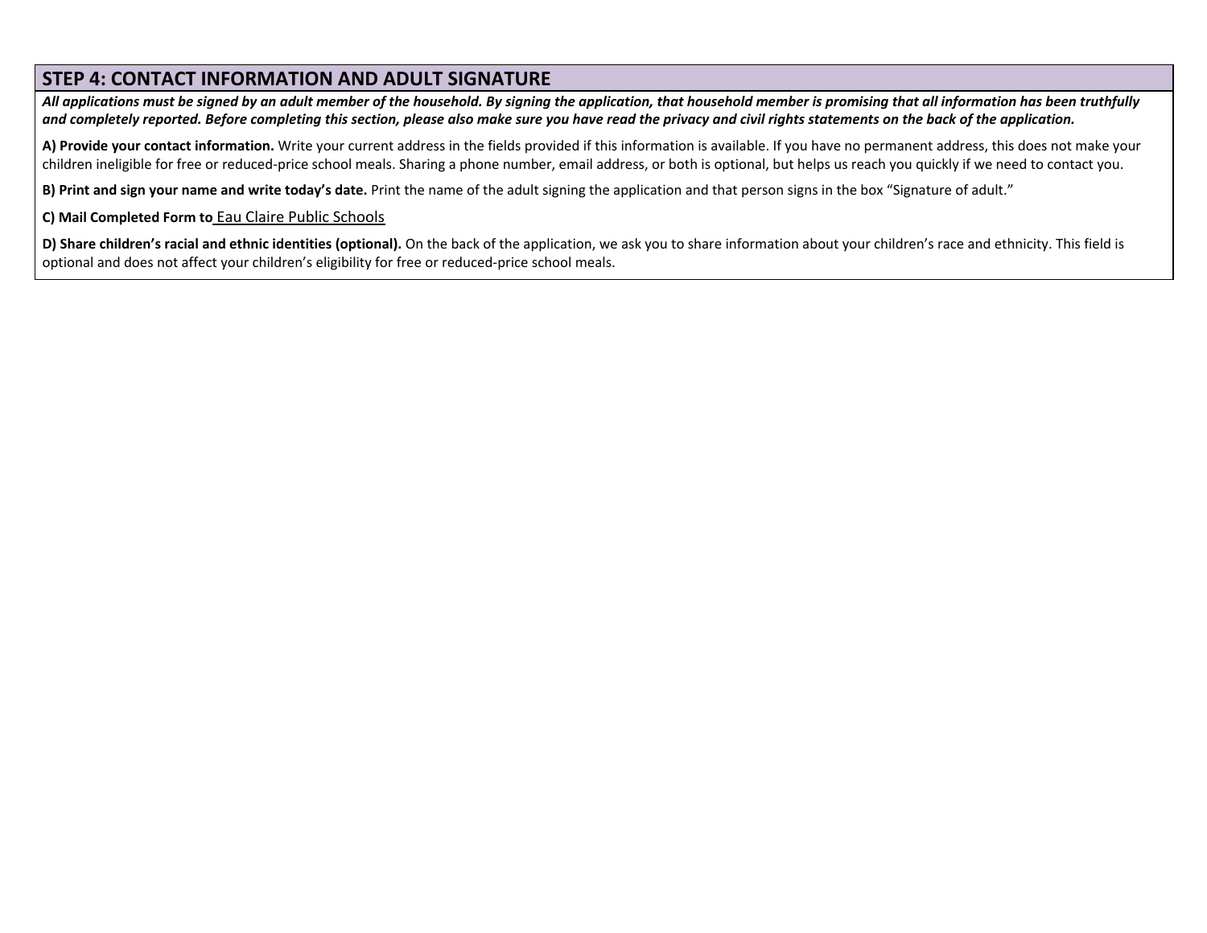## STEP 4: CONTACT INFORMATION AND ADULT SIGNATURE

***All applications must be signed by an adult member of the household. By signing the application, that household member is promising that all information has been truthfully and completely reported. Before completing this section, please also make sure you have read the privacy and civil rights statements on the back of the application.***

**A) Provide your contact information.** Write your current address in the fields provided if this information is available. If you have no permanent address, this does not make your children ineligible for free or reduced-price school meals. Sharing a phone number, email address, or both is optional, but helps us reach you quickly if we need to contact you.

**B) Print and sign your name and write today's date.** Print the name of the adult signing the application and that person signs in the box "Signature of adult."

**C) Mail Completed Form to** Eau Claire Public Schools

**D) Share children's racial and ethnic identities (optional).** On the back of the application, we ask you to share information about your children's race and ethnicity. This field is optional and does not affect your children's eligibility for free or reduced-price school meals.